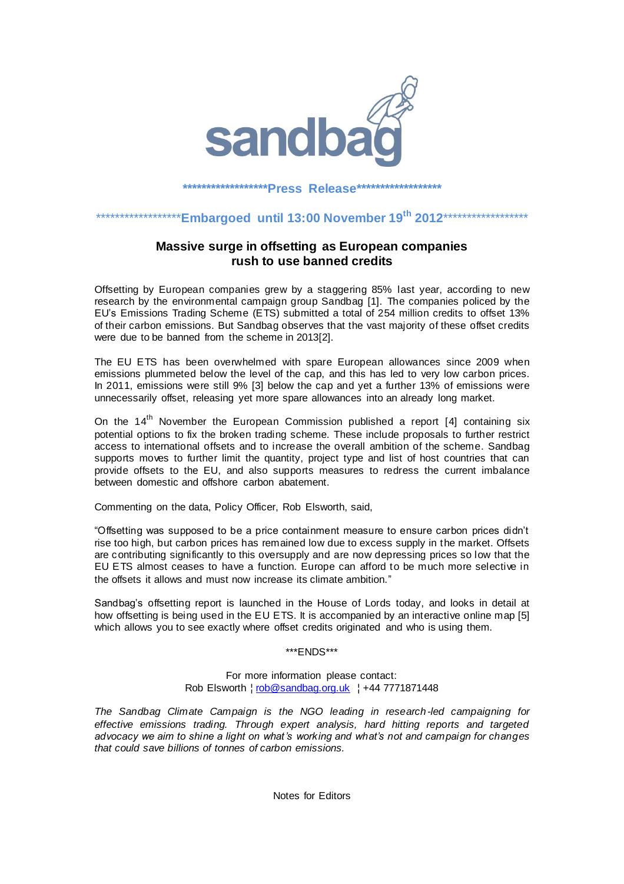sandbag

*******************Press Release*******************

*******************Embargoed until 13:00 November 19th 2012*******************

## Massive surge in offsetting as European companies rush to use banned credits

Offsetting by European companies grew by a staggering 85% last year, according to new research by the environmental campaign group Sandbag [1]. The companies policed by the EU's Emissions Trading Scheme (ETS) submitted a total of 254 million credits to offset 13% of their carbon emissions. But Sandbag observes that the vast majority of these offset credits were due to be banned from the scheme in 2013[2].

The EU ETS has been overwhelmed with spare European allowances since 2009 when emissions plummeted below the level of the cap, and this has led to very low carbon prices. In 2011, emissions were still 9% [3] below the cap and yet a further 13% of emissions were unnecessarily offset, releasing yet more spare allowances into an already long market.

On the 14th November the European Commission published a report [4] containing six potential options to fix the broken trading scheme. These include proposals to further restrict access to international offsets and to increase the overall ambition of the scheme. Sandbag supports moves to further limit the quantity, project type and list of host countries that can provide offsets to the EU, and also supports measures to redress the current imbalance between domestic and offshore carbon abatement.

Commenting on the data, Policy Officer, Rob Elsworth, said,

"Offsetting was supposed to be a price containment measure to ensure carbon prices didn't rise too high, but carbon prices has remained low due to excess supply in the market. Offsets are contributing significantly to this oversupply and are now depressing prices so low that the EU ETS almost ceases to have a function. Europe can afford to be much more selective in the offsets it allows and must now increase its climate ambition."

Sandbag's offsetting report is launched in the House of Lords today, and looks in detail at how offsetting is being used in the EU ETS. It is accompanied by an interactive online map [5] which allows you to see exactly where offset credits originated and who is using them.

***ENDS***

For more information please contact:
Rob Elsworth ¦ rob@sandbag.org.uk ¦ +44 7771871448

*The Sandbag Climate Campaign is the NGO leading in research-led campaigning for effective emissions trading. Through expert analysis, hard hitting reports and targeted advocacy we aim to shine a light on what's working and what's not and campaign for changes that could save billions of tonnes of carbon emissions.*

Notes for Editors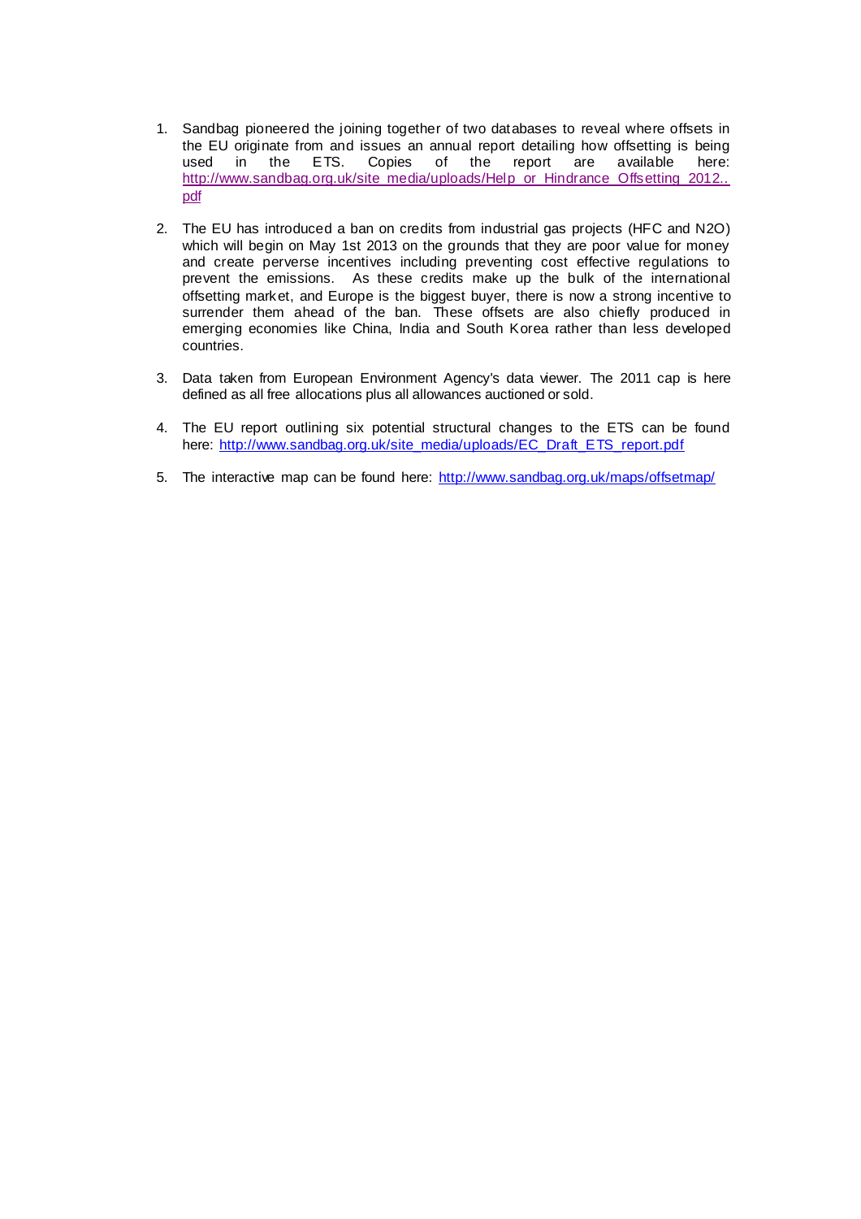1. Sandbag pioneered the joining together of two databases to reveal where offsets in the EU originate from and issues an annual report detailing how offsetting is being used in the ETS. Copies of the report are available here: http://www.sandbag.org.uk/site_media/uploads/Help_or_Hindrance_Offsetting_2012..pdf

2. The EU has introduced a ban on credits from industrial gas projects (HFC and N2O) which will begin on May 1st 2013 on the grounds that they are poor value for money and create perverse incentives including preventing cost effective regulations to prevent the emissions. As these credits make up the bulk of the international offsetting market, and Europe is the biggest buyer, there is now a strong incentive to surrender them ahead of the ban. These offsets are also chiefly produced in emerging economies like China, India and South Korea rather than less developed countries.

3. Data taken from European Environment Agency's data viewer. The 2011 cap is here defined as all free allocations plus all allowances auctioned or sold.

4. The EU report outlining six potential structural changes to the ETS can be found here: http://www.sandbag.org.uk/site_media/uploads/EC_Draft_ETS_report.pdf

5. The interactive map can be found here: http://www.sandbag.org.uk/maps/offsetmap/